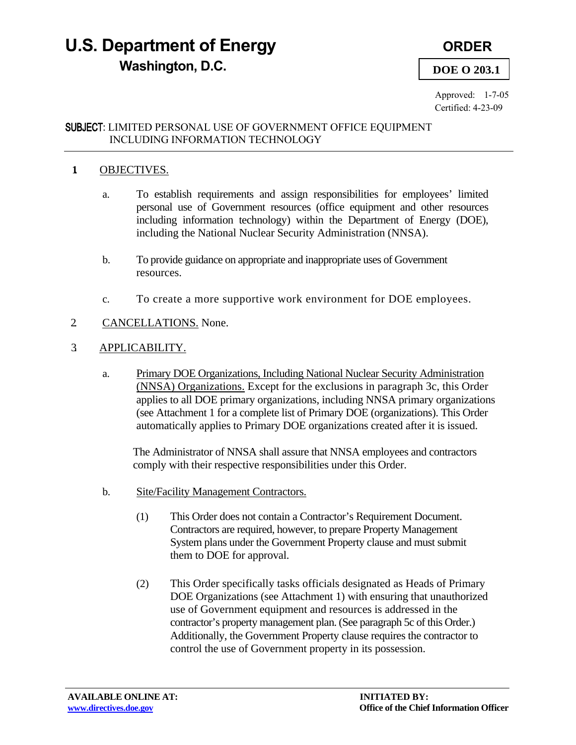# U.S. Department of Energy
## Washington, D.C.

**ORDER**

**DOE O 203.1**

Approved: 1-7-05
Certified: 4-23-09

**SUBJECT:** LIMITED PERSONAL USE OF GOVERNMENT OFFICE EQUIPMENT INCLUDING INFORMATION TECHNOLOGY

---

**1** OBJECTIVES.

a. To establish requirements and assign responsibilities for employees' limited personal use of Government resources (office equipment and other resources including information technology) within the Department of Energy (DOE), including the National Nuclear Security Administration (NNSA).

b. To provide guidance on appropriate and inappropriate uses of Government resources.

c. To create a more supportive work environment for DOE employees.

2 CANCELLATIONS. None.

3 APPLICABILITY.

a. Primary DOE Organizations, Including National Nuclear Security Administration (NNSA) Organizations. Except for the exclusions in paragraph 3c, this Order applies to all DOE primary organizations, including NNSA primary organizations (see Attachment 1 for a complete list of Primary DOE (organizations). This Order automatically applies to Primary DOE organizations created after it is issued.

The Administrator of NNSA shall assure that NNSA employees and contractors comply with their respective responsibilities under this Order.

b. Site/Facility Management Contractors.

(1) This Order does not contain a Contractor's Requirement Document. Contractors are required, however, to prepare Property Management System plans under the Government Property clause and must submit them to DOE for approval.

(2) This Order specifically tasks officials designated as Heads of Primary DOE Organizations (see Attachment 1) with ensuring that unauthorized use of Government equipment and resources is addressed in the contractor's property management plan. (See paragraph 5c of this Order.) Additionally, the Government Property clause requires the contractor to control the use of Government property in its possession.

---

**AVAILABLE ONLINE AT:**
www.directives.doe.gov

**INITIATED BY:**
**Office of the Chief Information Officer**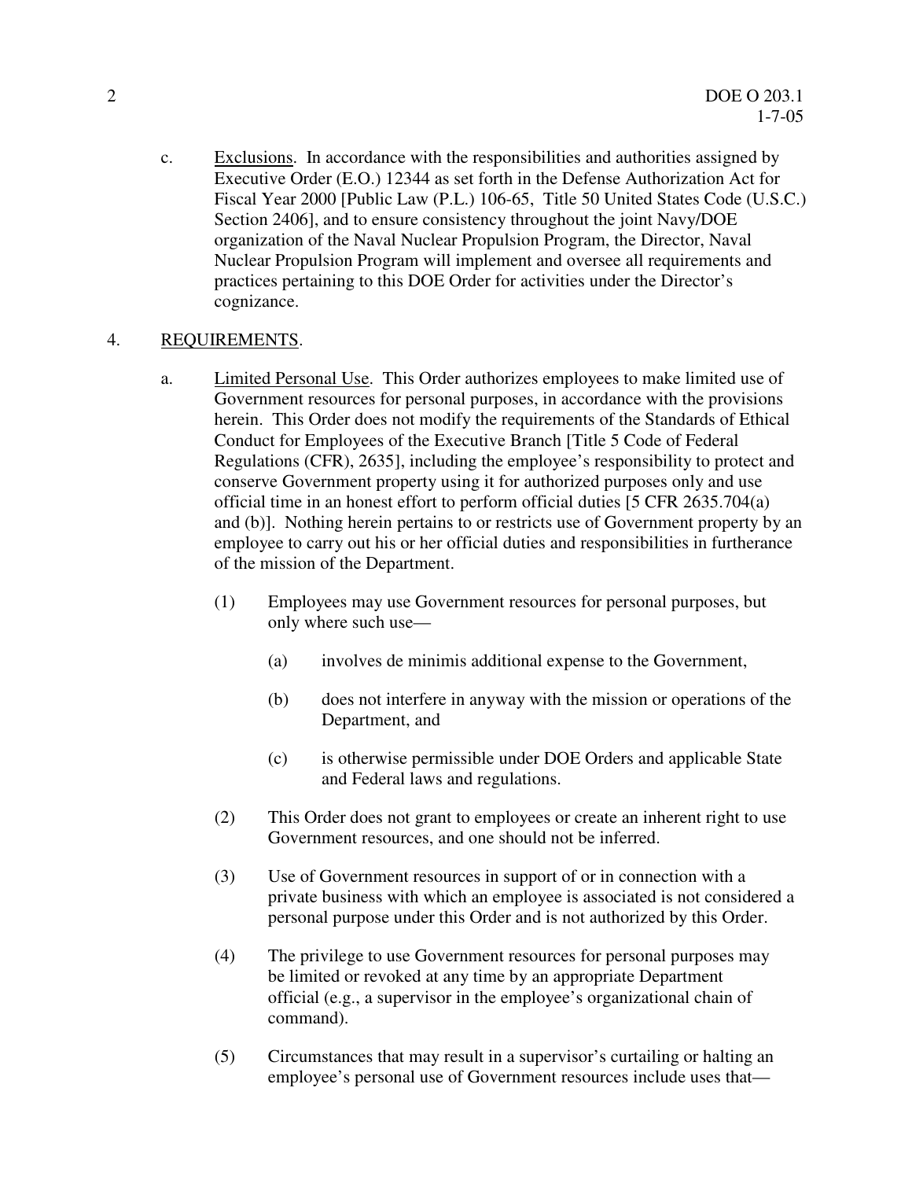c. Exclusions. In accordance with the responsibilities and authorities assigned by Executive Order (E.O.) 12344 as set forth in the Defense Authorization Act for Fiscal Year 2000 [Public Law (P.L.) 106-65, Title 50 United States Code (U.S.C.) Section 2406], and to ensure consistency throughout the joint Navy/DOE organization of the Naval Nuclear Propulsion Program, the Director, Naval Nuclear Propulsion Program will implement and oversee all requirements and practices pertaining to this DOE Order for activities under the Director's cognizance.

4. REQUIREMENTS.

a. Limited Personal Use. This Order authorizes employees to make limited use of Government resources for personal purposes, in accordance with the provisions herein. This Order does not modify the requirements of the Standards of Ethical Conduct for Employees of the Executive Branch [Title 5 Code of Federal Regulations (CFR), 2635], including the employee's responsibility to protect and conserve Government property using it for authorized purposes only and use official time in an honest effort to perform official duties [5 CFR 2635.704(a) and (b)]. Nothing herein pertains to or restricts use of Government property by an employee to carry out his or her official duties and responsibilities in furtherance of the mission of the Department.

(1) Employees may use Government resources for personal purposes, but only where such use—

(a) involves de minimis additional expense to the Government,

(b) does not interfere in anyway with the mission or operations of the Department, and

(c) is otherwise permissible under DOE Orders and applicable State and Federal laws and regulations.

(2) This Order does not grant to employees or create an inherent right to use Government resources, and one should not be inferred.

(3) Use of Government resources in support of or in connection with a private business with which an employee is associated is not considered a personal purpose under this Order and is not authorized by this Order.

(4) The privilege to use Government resources for personal purposes may be limited or revoked at any time by an appropriate Department official (e.g., a supervisor in the employee's organizational chain of command).

(5) Circumstances that may result in a supervisor's curtailing or halting an employee's personal use of Government resources include uses that—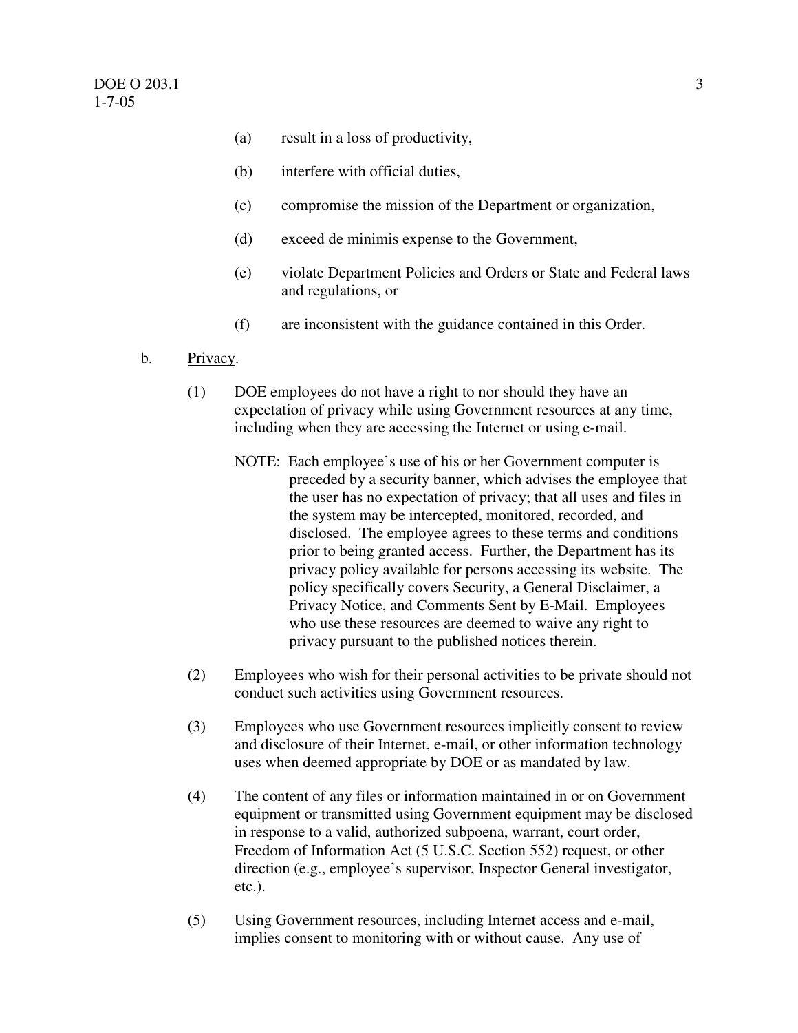(a) result in a loss of productivity,

(b) interfere with official duties,

(c) compromise the mission of the Department or organization,

(d) exceed de minimis expense to the Government,

(e) violate Department Policies and Orders or State and Federal laws and regulations, or

(f) are inconsistent with the guidance contained in this Order.

b. Privacy.

(1) DOE employees do not have a right to nor should they have an expectation of privacy while using Government resources at any time, including when they are accessing the Internet or using e-mail.

NOTE: Each employee's use of his or her Government computer is preceded by a security banner, which advises the employee that the user has no expectation of privacy; that all uses and files in the system may be intercepted, monitored, recorded, and disclosed. The employee agrees to these terms and conditions prior to being granted access. Further, the Department has its privacy policy available for persons accessing its website. The policy specifically covers Security, a General Disclaimer, a Privacy Notice, and Comments Sent by E-Mail. Employees who use these resources are deemed to waive any right to privacy pursuant to the published notices therein.

(2) Employees who wish for their personal activities to be private should not conduct such activities using Government resources.

(3) Employees who use Government resources implicitly consent to review and disclosure of their Internet, e-mail, or other information technology uses when deemed appropriate by DOE or as mandated by law.

(4) The content of any files or information maintained in or on Government equipment or transmitted using Government equipment may be disclosed in response to a valid, authorized subpoena, warrant, court order, Freedom of Information Act (5 U.S.C. Section 552) request, or other direction (e.g., employee's supervisor, Inspector General investigator, etc.).

(5) Using Government resources, including Internet access and e-mail, implies consent to monitoring with or without cause. Any use of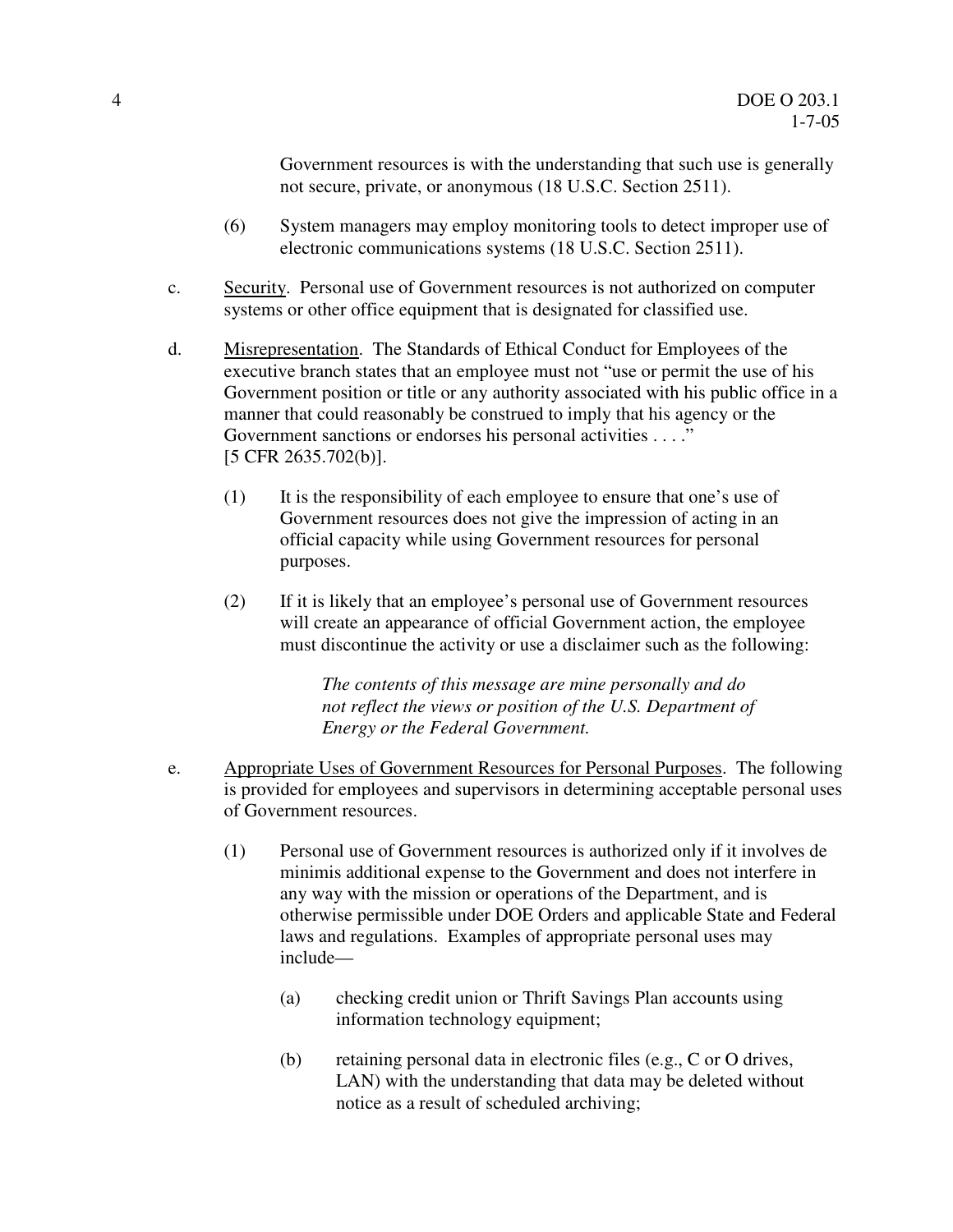Government resources is with the understanding that such use is generally not secure, private, or anonymous (18 U.S.C. Section 2511).

(6) System managers may employ monitoring tools to detect improper use of electronic communications systems (18 U.S.C. Section 2511).

c. Security. Personal use of Government resources is not authorized on computer systems or other office equipment that is designated for classified use.

d. Misrepresentation. The Standards of Ethical Conduct for Employees of the executive branch states that an employee must not "use or permit the use of his Government position or title or any authority associated with his public office in a manner that could reasonably be construed to imply that his agency or the Government sanctions or endorses his personal activities . . . ." [5 CFR 2635.702(b)].

(1) It is the responsibility of each employee to ensure that one's use of Government resources does not give the impression of acting in an official capacity while using Government resources for personal purposes.

(2) If it is likely that an employee's personal use of Government resources will create an appearance of official Government action, the employee must discontinue the activity or use a disclaimer such as the following:

> *The contents of this message are mine personally and do not reflect the views or position of the U.S. Department of Energy or the Federal Government.*

e. Appropriate Uses of Government Resources for Personal Purposes. The following is provided for employees and supervisors in determining acceptable personal uses of Government resources.

(1) Personal use of Government resources is authorized only if it involves de minimis additional expense to the Government and does not interfere in any way with the mission or operations of the Department, and is otherwise permissible under DOE Orders and applicable State and Federal laws and regulations. Examples of appropriate personal uses may include—

(a) checking credit union or Thrift Savings Plan accounts using information technology equipment;

(b) retaining personal data in electronic files (e.g., C or O drives, LAN) with the understanding that data may be deleted without notice as a result of scheduled archiving;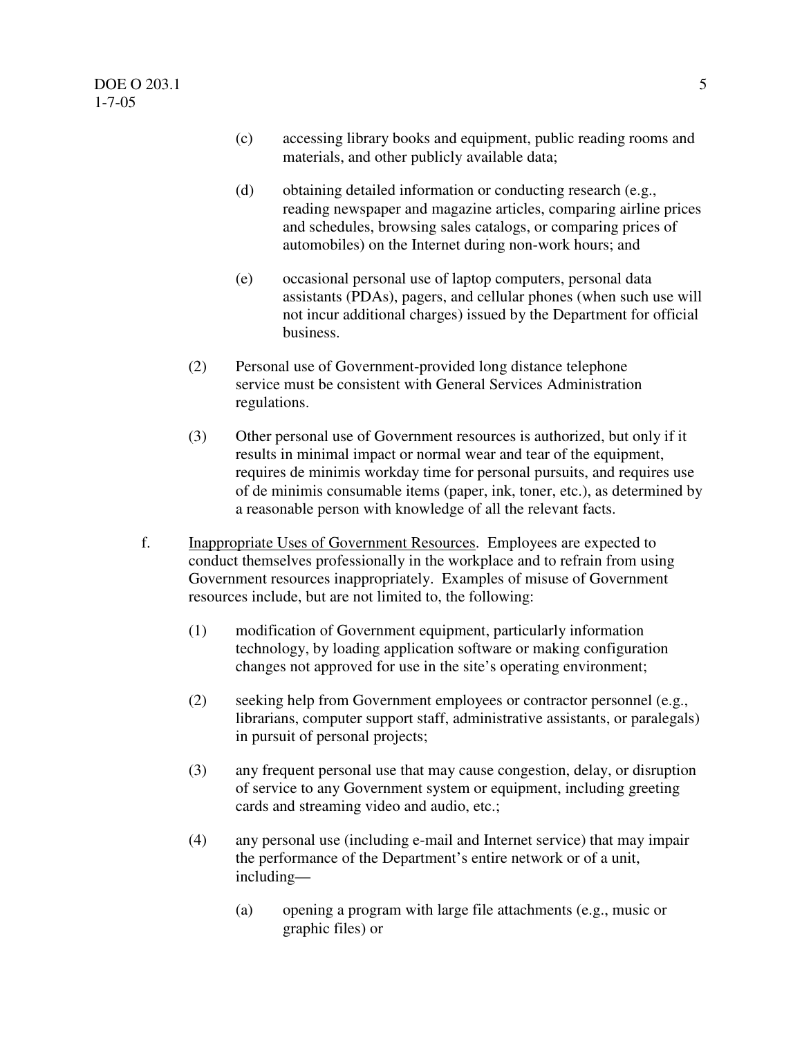(c) accessing library books and equipment, public reading rooms and materials, and other publicly available data;

(d) obtaining detailed information or conducting research (e.g., reading newspaper and magazine articles, comparing airline prices and schedules, browsing sales catalogs, or comparing prices of automobiles) on the Internet during non-work hours; and

(e) occasional personal use of laptop computers, personal data assistants (PDAs), pagers, and cellular phones (when such use will not incur additional charges) issued by the Department for official business.

(2) Personal use of Government-provided long distance telephone service must be consistent with General Services Administration regulations.

(3) Other personal use of Government resources is authorized, but only if it results in minimal impact or normal wear and tear of the equipment, requires de minimis workday time for personal pursuits, and requires use of de minimis consumable items (paper, ink, toner, etc.), as determined by a reasonable person with knowledge of all the relevant facts.

f. Inappropriate Uses of Government Resources. Employees are expected to conduct themselves professionally in the workplace and to refrain from using Government resources inappropriately. Examples of misuse of Government resources include, but are not limited to, the following:

(1) modification of Government equipment, particularly information technology, by loading application software or making configuration changes not approved for use in the site's operating environment;

(2) seeking help from Government employees or contractor personnel (e.g., librarians, computer support staff, administrative assistants, or paralegals) in pursuit of personal projects;

(3) any frequent personal use that may cause congestion, delay, or disruption of service to any Government system or equipment, including greeting cards and streaming video and audio, etc.;

(4) any personal use (including e-mail and Internet service) that may impair the performance of the Department's entire network or of a unit, including—

(a) opening a program with large file attachments (e.g., music or graphic files) or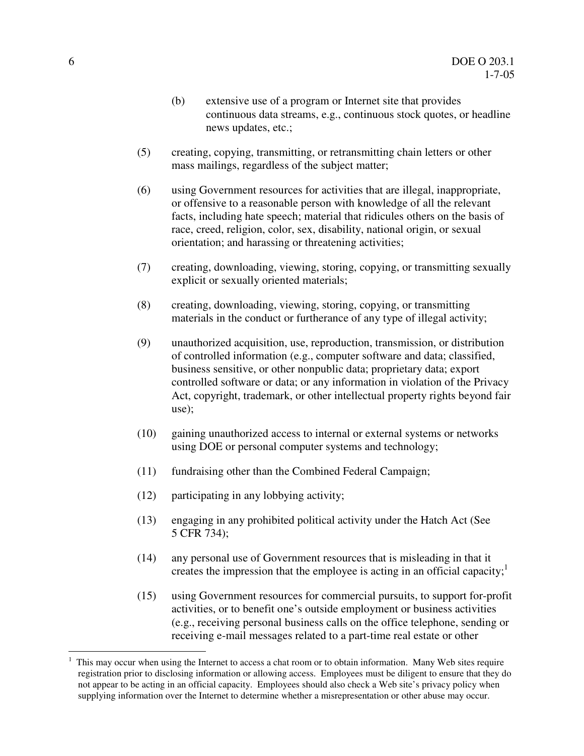(b) extensive use of a program or Internet site that provides continuous data streams, e.g., continuous stock quotes, or headline news updates, etc.;

(5) creating, copying, transmitting, or retransmitting chain letters or other mass mailings, regardless of the subject matter;

(6) using Government resources for activities that are illegal, inappropriate, or offensive to a reasonable person with knowledge of all the relevant facts, including hate speech; material that ridicules others on the basis of race, creed, religion, color, sex, disability, national origin, or sexual orientation; and harassing or threatening activities;

(7) creating, downloading, viewing, storing, copying, or transmitting sexually explicit or sexually oriented materials;

(8) creating, downloading, viewing, storing, copying, or transmitting materials in the conduct or furtherance of any type of illegal activity;

(9) unauthorized acquisition, use, reproduction, transmission, or distribution of controlled information (e.g., computer software and data; classified, business sensitive, or other nonpublic data; proprietary data; export controlled software or data; or any information in violation of the Privacy Act, copyright, trademark, or other intellectual property rights beyond fair use);

(10) gaining unauthorized access to internal or external systems or networks using DOE or personal computer systems and technology;

(11) fundraising other than the Combined Federal Campaign;

(12) participating in any lobbying activity;

(13) engaging in any prohibited political activity under the Hatch Act (See 5 CFR 734);

(14) any personal use of Government resources that is misleading in that it creates the impression that the employee is acting in an official capacity;[1]

(15) using Government resources for commercial pursuits, to support for-profit activities, or to benefit one's outside employment or business activities (e.g., receiving personal business calls on the office telephone, sending or receiving e-mail messages related to a part-time real estate or other

---

[1] This may occur when using the Internet to access a chat room or to obtain information. Many Web sites require registration prior to disclosing information or allowing access. Employees must be diligent to ensure that they do not appear to be acting in an official capacity. Employees should also check a Web site's privacy policy when supplying information over the Internet to determine whether a misrepresentation or other abuse may occur.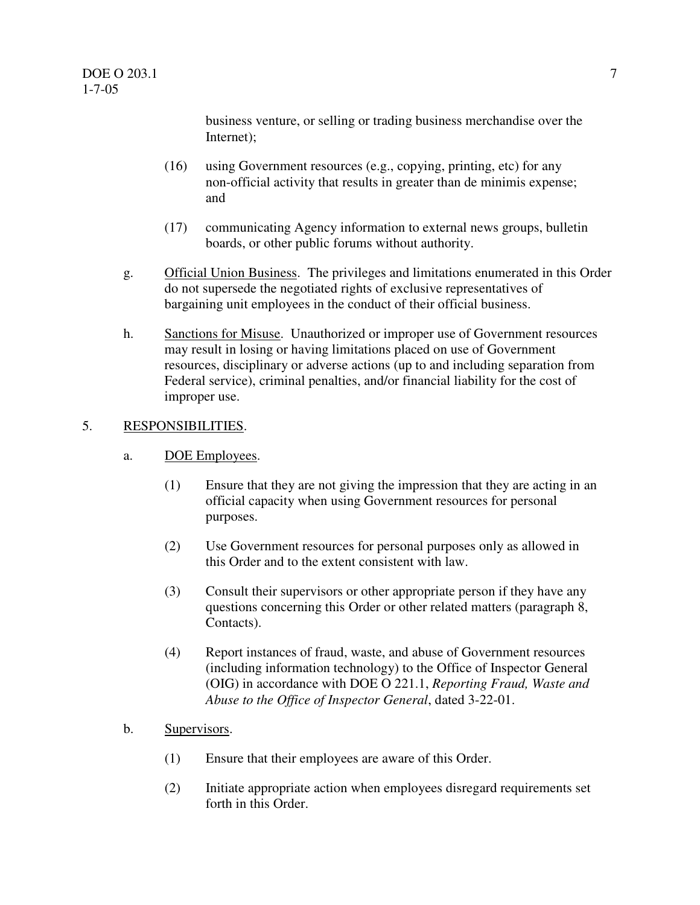business venture, or selling or trading business merchandise over the Internet);

(16) using Government resources (e.g., copying, printing, etc) for any non-official activity that results in greater than de minimis expense; and

(17) communicating Agency information to external news groups, bulletin boards, or other public forums without authority.

g. Official Union Business. The privileges and limitations enumerated in this Order do not supersede the negotiated rights of exclusive representatives of bargaining unit employees in the conduct of their official business.

h. Sanctions for Misuse. Unauthorized or improper use of Government resources may result in losing or having limitations placed on use of Government resources, disciplinary or adverse actions (up to and including separation from Federal service), criminal penalties, and/or financial liability for the cost of improper use.

5. RESPONSIBILITIES.

a. DOE Employees.

(1) Ensure that they are not giving the impression that they are acting in an official capacity when using Government resources for personal purposes.

(2) Use Government resources for personal purposes only as allowed in this Order and to the extent consistent with law.

(3) Consult their supervisors or other appropriate person if they have any questions concerning this Order or other related matters (paragraph 8, Contacts).

(4) Report instances of fraud, waste, and abuse of Government resources (including information technology) to the Office of Inspector General (OIG) in accordance with DOE O 221.1, *Reporting Fraud, Waste and Abuse to the Office of Inspector General*, dated 3-22-01.

b. Supervisors.

(1) Ensure that their employees are aware of this Order.

(2) Initiate appropriate action when employees disregard requirements set forth in this Order.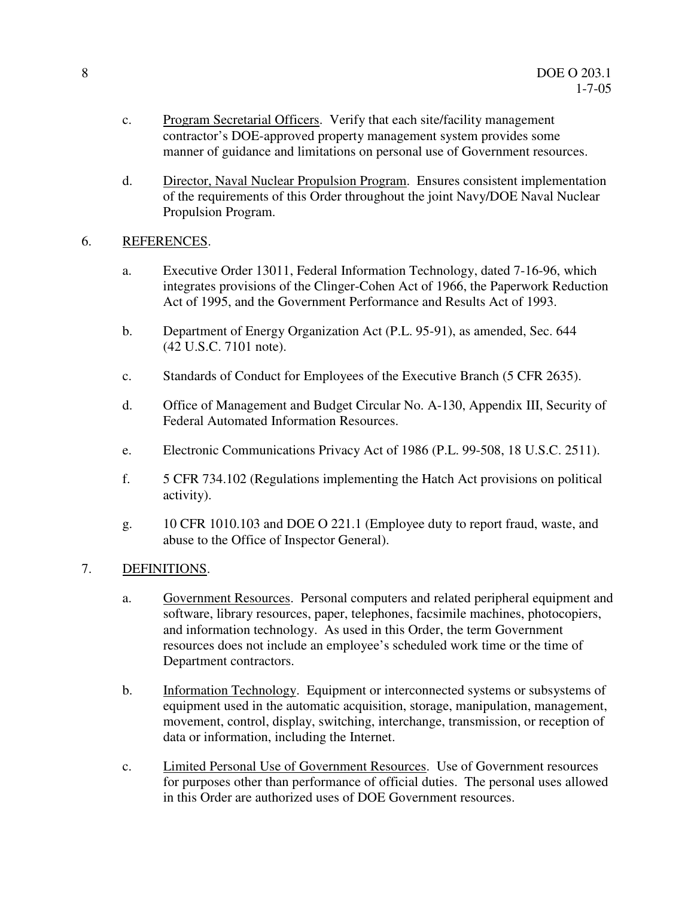c. Program Secretarial Officers. Verify that each site/facility management contractor's DOE-approved property management system provides some manner of guidance and limitations on personal use of Government resources.

d. Director, Naval Nuclear Propulsion Program. Ensures consistent implementation of the requirements of this Order throughout the joint Navy/DOE Naval Nuclear Propulsion Program.

6. REFERENCES.

a. Executive Order 13011, Federal Information Technology, dated 7-16-96, which integrates provisions of the Clinger-Cohen Act of 1966, the Paperwork Reduction Act of 1995, and the Government Performance and Results Act of 1993.

b. Department of Energy Organization Act (P.L. 95-91), as amended, Sec. 644 (42 U.S.C. 7101 note).

c. Standards of Conduct for Employees of the Executive Branch (5 CFR 2635).

d. Office of Management and Budget Circular No. A-130, Appendix III, Security of Federal Automated Information Resources.

e. Electronic Communications Privacy Act of 1986 (P.L. 99-508, 18 U.S.C. 2511).

f. 5 CFR 734.102 (Regulations implementing the Hatch Act provisions on political activity).

g. 10 CFR 1010.103 and DOE O 221.1 (Employee duty to report fraud, waste, and abuse to the Office of Inspector General).

7. DEFINITIONS.

a. Government Resources. Personal computers and related peripheral equipment and software, library resources, paper, telephones, facsimile machines, photocopiers, and information technology. As used in this Order, the term Government resources does not include an employee's scheduled work time or the time of Department contractors.

b. Information Technology. Equipment or interconnected systems or subsystems of equipment used in the automatic acquisition, storage, manipulation, management, movement, control, display, switching, interchange, transmission, or reception of data or information, including the Internet.

c. Limited Personal Use of Government Resources. Use of Government resources for purposes other than performance of official duties. The personal uses allowed in this Order are authorized uses of DOE Government resources.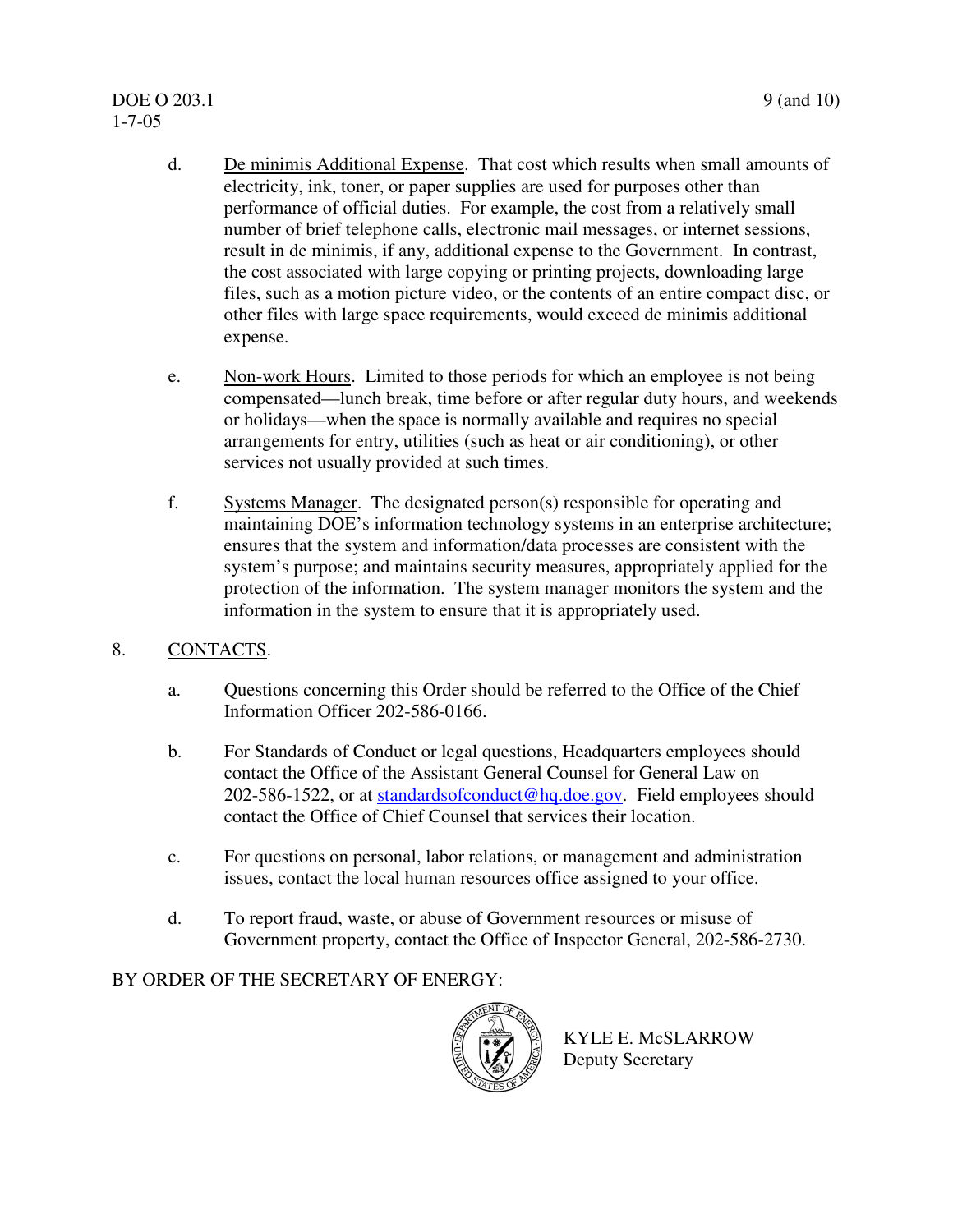d. De minimis Additional Expense. That cost which results when small amounts of electricity, ink, toner, or paper supplies are used for purposes other than performance of official duties. For example, the cost from a relatively small number of brief telephone calls, electronic mail messages, or internet sessions, result in de minimis, if any, additional expense to the Government. In contrast, the cost associated with large copying or printing projects, downloading large files, such as a motion picture video, or the contents of an entire compact disc, or other files with large space requirements, would exceed de minimis additional expense.

e. Non-work Hours. Limited to those periods for which an employee is not being compensated—lunch break, time before or after regular duty hours, and weekends or holidays—when the space is normally available and requires no special arrangements for entry, utilities (such as heat or air conditioning), or other services not usually provided at such times.

f. Systems Manager. The designated person(s) responsible for operating and maintaining DOE's information technology systems in an enterprise architecture; ensures that the system and information/data processes are consistent with the system's purpose; and maintains security measures, appropriately applied for the protection of the information. The system manager monitors the system and the information in the system to ensure that it is appropriately used.

8. CONTACTS.

a. Questions concerning this Order should be referred to the Office of the Chief Information Officer 202-586-0166.

b. For Standards of Conduct or legal questions, Headquarters employees should contact the Office of the Assistant General Counsel for General Law on 202-586-1522, or at standardsofconduct@hq.doe.gov. Field employees should contact the Office of Chief Counsel that services their location.

c. For questions on personal, labor relations, or management and administration issues, contact the local human resources office assigned to your office.

d. To report fraud, waste, or abuse of Government resources or misuse of Government property, contact the Office of Inspector General, 202-586-2730.

BY ORDER OF THE SECRETARY OF ENERGY:

KYLE E. McSLARROW
Deputy Secretary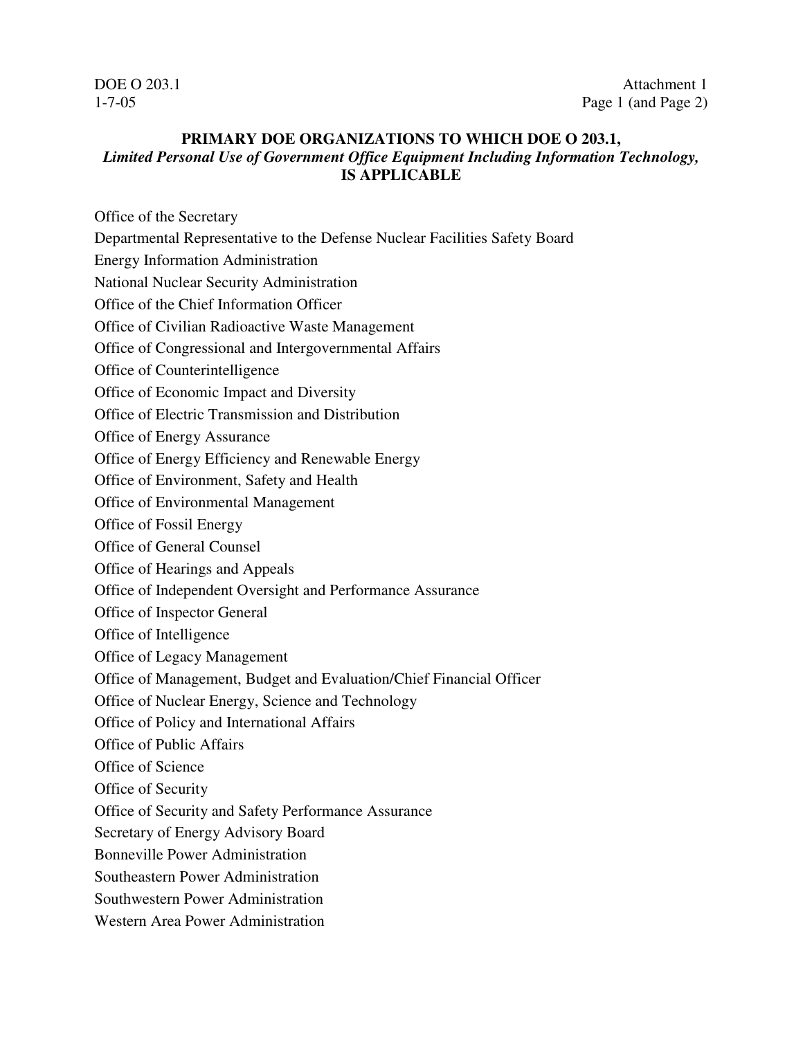**PRIMARY DOE ORGANIZATIONS TO WHICH DOE O 203.1,**
***Limited Personal Use of Government Office Equipment Including Information Technology,***
**IS APPLICABLE**

Office of the Secretary

Departmental Representative to the Defense Nuclear Facilities Safety Board

Energy Information Administration

National Nuclear Security Administration

Office of the Chief Information Officer

Office of Civilian Radioactive Waste Management

Office of Congressional and Intergovernmental Affairs

Office of Counterintelligence

Office of Economic Impact and Diversity

Office of Electric Transmission and Distribution

Office of Energy Assurance

Office of Energy Efficiency and Renewable Energy

Office of Environment, Safety and Health

Office of Environmental Management

Office of Fossil Energy

Office of General Counsel

Office of Hearings and Appeals

Office of Independent Oversight and Performance Assurance

Office of Inspector General

Office of Intelligence

Office of Legacy Management

Office of Management, Budget and Evaluation/Chief Financial Officer

Office of Nuclear Energy, Science and Technology

Office of Policy and International Affairs

Office of Public Affairs

Office of Science

Office of Security

Office of Security and Safety Performance Assurance

Secretary of Energy Advisory Board

Bonneville Power Administration

Southeastern Power Administration

Southwestern Power Administration

Western Area Power Administration